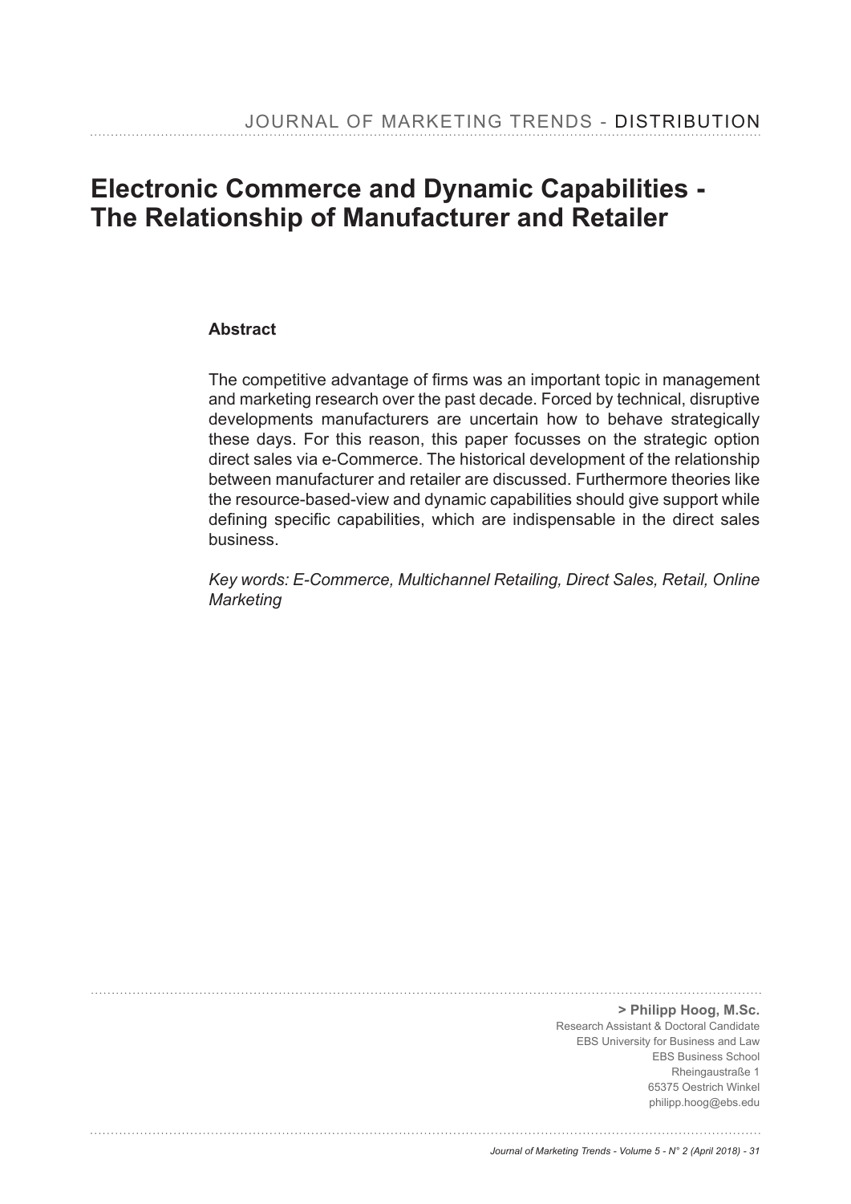# Electronic Commerce and Dynamic Capabilities - The Relationship of Manufacturer and Retailer

## Abstract

The competitive advantage of firms was an important topic in management and marketing research over the past decade. Forced by technical, disruptive developments manufacturers are uncertain how to behave strategically these days. For this reason, this paper focusses on the strategic option direct sales via e-Commerce. The historical development of the relationship between manufacturer and retailer are discussed. Furthermore theories like the resource-based-view and dynamic capabilities should give support while defining specific capabilities, which are indispensable in the direct sales business.

*Key words: E-Commerce, Multichannel Retailing, Direct Sales, Retail, Online Marketing*

**> Philipp Hoog, M.Sc.**
Research Assistant & Doctoral Candidate
EBS University for Business and Law
EBS Business School
Rheingaustraße 1
65375 Oestrich Winkel
philipp.hoog@ebs.edu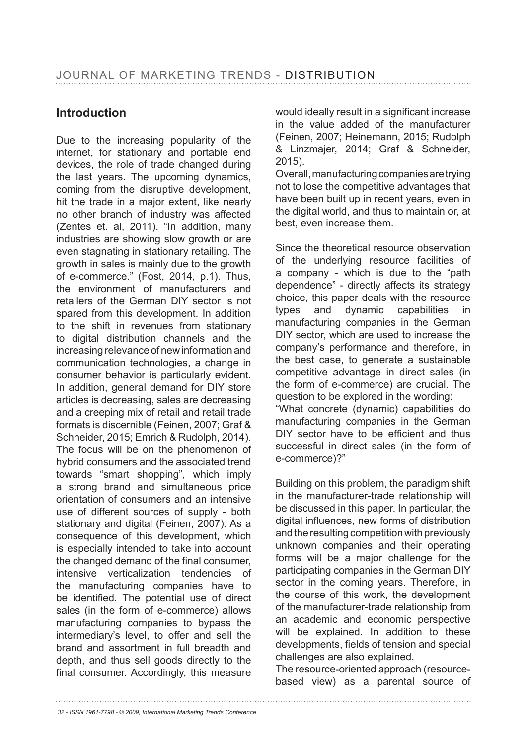## Introduction

Due to the increasing popularity of the internet, for stationary and portable end devices, the role of trade changed during the last years. The upcoming dynamics, coming from the disruptive development, hit the trade in a major extent, like nearly no other branch of industry was affected (Zentes et. al, 2011). "In addition, many industries are showing slow growth or are even stagnating in stationary retailing. The growth in sales is mainly due to the growth of e-commerce." (Fost, 2014, p.1). Thus, the environment of manufacturers and retailers of the German DIY sector is not spared from this development. In addition to the shift in revenues from stationary to digital distribution channels and the increasing relevance of new information and communication technologies, a change in consumer behavior is particularly evident. In addition, general demand for DIY store articles is decreasing, sales are decreasing and a creeping mix of retail and retail trade formats is discernible (Feinen, 2007; Graf & Schneider, 2015; Emrich & Rudolph, 2014). The focus will be on the phenomenon of hybrid consumers and the associated trend towards "smart shopping", which imply a strong brand and simultaneous price orientation of consumers and an intensive use of different sources of supply - both stationary and digital (Feinen, 2007). As a consequence of this development, which is especially intended to take into account the changed demand of the final consumer, intensive verticalization tendencies of the manufacturing companies have to be identified. The potential use of direct sales (in the form of e-commerce) allows manufacturing companies to bypass the intermediary's level, to offer and sell the brand and assortment in full breadth and depth, and thus sell goods directly to the final consumer. Accordingly, this measure would ideally result in a significant increase in the value added of the manufacturer (Feinen, 2007; Heinemann, 2015; Rudolph & Linzmajer, 2014; Graf & Schneider, 2015).

Overall, manufacturing companies are trying not to lose the competitive advantages that have been built up in recent years, even in the digital world, and thus to maintain or, at best, even increase them.

Since the theoretical resource observation of the underlying resource facilities of a company - which is due to the "path dependence" - directly affects its strategy choice, this paper deals with the resource types and dynamic capabilities in manufacturing companies in the German DIY sector, which are used to increase the company's performance and therefore, in the best case, to generate a sustainable competitive advantage in direct sales (in the form of e-commerce) are crucial. The question to be explored in the wording:

"What concrete (dynamic) capabilities do manufacturing companies in the German DIY sector have to be efficient and thus successful in direct sales (in the form of e-commerce)?"

Building on this problem, the paradigm shift in the manufacturer-trade relationship will be discussed in this paper. In particular, the digital influences, new forms of distribution and the resulting competition with previously unknown companies and their operating forms will be a major challenge for the participating companies in the German DIY sector in the coming years. Therefore, in the course of this work, the development of the manufacturer-trade relationship from an academic and economic perspective will be explained. In addition to these developments, fields of tension and special challenges are also explained.

The resource-oriented approach (resource-based view) as a parental source of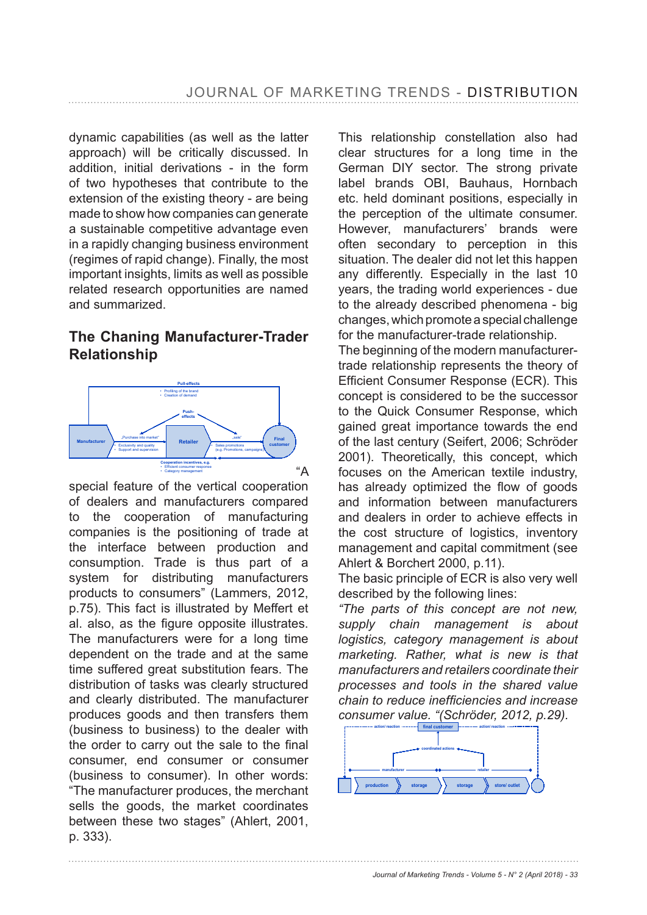dynamic capabilities (as well as the latter approach) will be critically discussed. In addition, initial derivations - in the form of two hypotheses that contribute to the extension of the existing theory - are being made to show how companies can generate a sustainable competitive advantage even in a rapidly changing business environment (regimes of rapid change). Finally, the most important insights, limits as well as possible related research opportunities are named and summarized.

## The Chaning Manufacturer-Trader Relationship

"A special feature of the vertical cooperation of dealers and manufacturers compared to the cooperation of manufacturing companies is the positioning of trade at the interface between production and consumption. Trade is thus part of a system for distributing manufacturers products to consumers" (Lammers, 2012, p.75). This fact is illustrated by Meffert et al. also, as the figure opposite illustrates. The manufacturers were for a long time dependent on the trade and at the same time suffered great substitution fears. The distribution of tasks was clearly structured and clearly distributed. The manufacturer produces goods and then transfers them (business to business) to the dealer with the order to carry out the sale to the final consumer, end consumer or consumer (business to consumer). In other words: "The manufacturer produces, the merchant sells the goods, the market coordinates between these two stages" (Ahlert, 2001, p. 333).

This relationship constellation also had clear structures for a long time in the German DIY sector. The strong private label brands OBI, Bauhaus, Hornbach etc. held dominant positions, especially in the perception of the ultimate consumer. However, manufacturers' brands were often secondary to perception in this situation. The dealer did not let this happen any differently. Especially in the last 10 years, the trading world experiences - due to the already described phenomena - big changes, which promote a special challenge for the manufacturer-trade relationship.

The beginning of the modern manufacturer-trade relationship represents the theory of Efficient Consumer Response (ECR). This concept is considered to be the successor to the Quick Consumer Response, which gained great importance towards the end of the last century (Seifert, 2006; Schröder 2001). Theoretically, this concept, which focuses on the American textile industry, has already optimized the flow of goods and information between manufacturers and dealers in order to achieve effects in the cost structure of logistics, inventory management and capital commitment (see Ahlert & Borchert 2000, p.11).

The basic principle of ECR is also very well described by the following lines:

*"The parts of this concept are not new, supply chain management is about logistics, category management is about marketing. Rather, what is new is that manufacturers and retailers coordinate their processes and tools in the shared value chain to reduce inefficiencies and increase consumer value. "(Schröder, 2012, p.29).*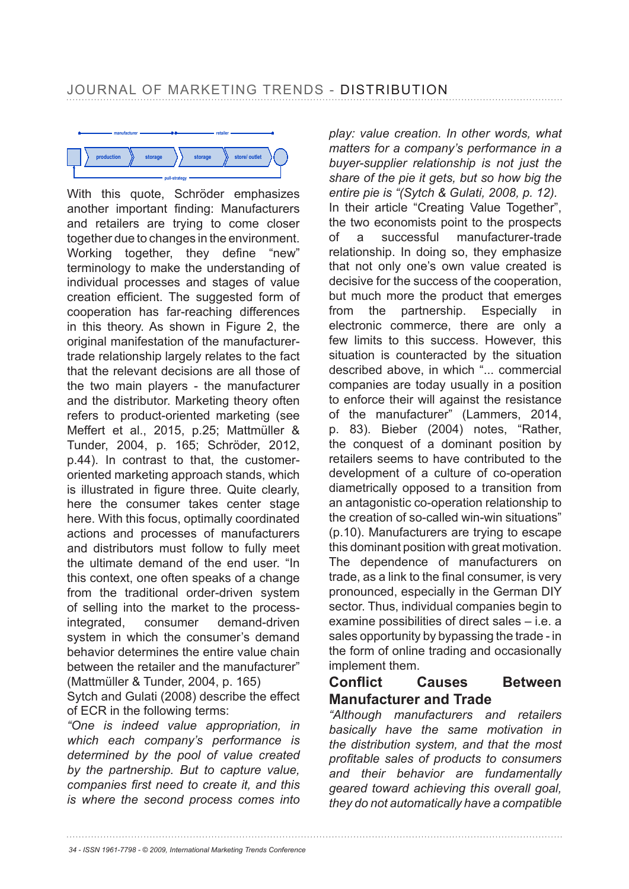With this quote, Schröder emphasizes another important finding: Manufacturers and retailers are trying to come closer together due to changes in the environment. Working together, they define "new" terminology to make the understanding of individual processes and stages of value creation efficient. The suggested form of cooperation has far-reaching differences in this theory. As shown in Figure 2, the original manifestation of the manufacturer-trade relationship largely relates to the fact that the relevant decisions are all those of the two main players - the manufacturer and the distributor. Marketing theory often refers to product-oriented marketing (see Meffert et al., 2015, p.25; Mattmüller & Tunder, 2004, p. 165; Schröder, 2012, p.44). In contrast to that, the customer-oriented marketing approach stands, which is illustrated in figure three. Quite clearly, here the consumer takes center stage here. With this focus, optimally coordinated actions and processes of manufacturers and distributors must follow to fully meet the ultimate demand of the end user. "In this context, one often speaks of a change from the traditional order-driven system of selling into the market to the process-integrated, consumer demand-driven system in which the consumer's demand behavior determines the entire value chain between the retailer and the manufacturer" (Mattmüller & Tunder, 2004, p. 165)

Sytch and Gulati (2008) describe the effect of ECR in the following terms:

*"One is indeed value appropriation, in which each company's performance is determined by the pool of value created by the partnership. But to capture value, companies first need to create it, and this is where the second process comes into play: value creation. In other words, what matters for a company's performance in a buyer-supplier relationship is not just the share of the pie it gets, but so how big the entire pie is "(Sytch & Gulati, 2008, p. 12).*

In their article "Creating Value Together", the two economists point to the prospects of a successful manufacturer-trade relationship. In doing so, they emphasize that not only one's own value created is decisive for the success of the cooperation, but much more the product that emerges from the partnership. Especially in electronic commerce, there are only a few limits to this success. However, this situation is counteracted by the situation described above, in which "... commercial companies are today usually in a position to enforce their will against the resistance of the manufacturer" (Lammers, 2014, p. 83). Bieber (2004) notes, "Rather, the conquest of a dominant position by retailers seems to have contributed to the development of a culture of co-operation diametrically opposed to a transition from an antagonistic co-operation relationship to the creation of so-called win-win situations" (p.10). Manufacturers are trying to escape this dominant position with great motivation. The dependence of manufacturers on trade, as a link to the final consumer, is very pronounced, especially in the German DIY sector. Thus, individual companies begin to examine possibilities of direct sales – i.e. a sales opportunity by bypassing the trade - in the form of online trading and occasionally implement them.

## Conflict Causes Between Manufacturer and Trade

*"Although manufacturers and retailers basically have the same motivation in the distribution system, and that the most profitable sales of products to consumers and their behavior are fundamentally geared toward achieving this overall goal, they do not automatically have a compatible*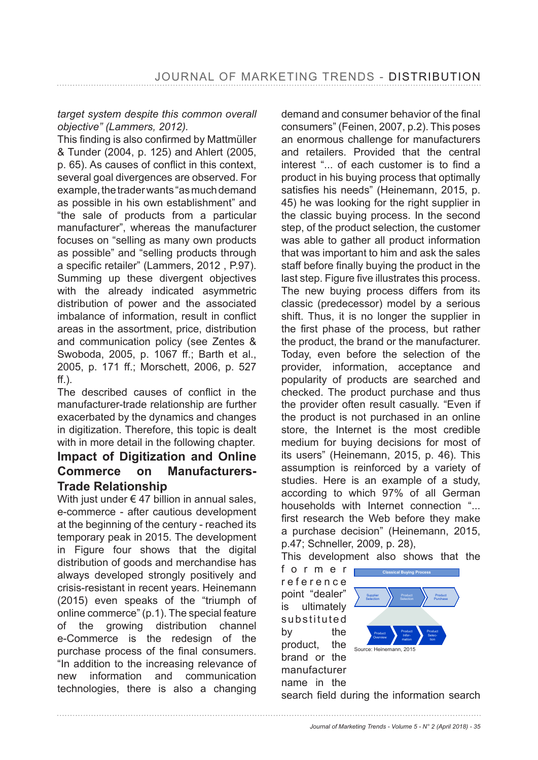*target system despite this common overall objective" (Lammers, 2012).*

This finding is also confirmed by Mattmüller & Tunder (2004, p. 125) and Ahlert (2005, p. 65). As causes of conflict in this context, several goal divergences are observed. For example, the trader wants "as much demand as possible in his own establishment" and "the sale of products from a particular manufacturer", whereas the manufacturer focuses on "selling as many own products as possible" and "selling products through a specific retailer" (Lammers, 2012 , P.97). Summing up these divergent objectives with the already indicated asymmetric distribution of power and the associated imbalance of information, result in conflict areas in the assortment, price, distribution and communication policy (see Zentes & Swoboda, 2005, p. 1067 ff.; Barth et al., 2005, p. 171 ff.; Morschett, 2006, p. 527 ff.).

The described causes of conflict in the manufacturer-trade relationship are further exacerbated by the dynamics and changes in digitization. Therefore, this topic is dealt with in more detail in the following chapter.

## Impact of Digitization and Online Commerce on Manufacturers-Trade Relationship

With just under € 47 billion in annual sales, e-commerce - after cautious development at the beginning of the century - reached its temporary peak in 2015. The development in Figure four shows that the digital distribution of goods and merchandise has always developed strongly positively and crisis-resistant in recent years. Heinemann (2015) even speaks of the "triumph of online commerce" (p.1). The special feature of the growing distribution channel e-Commerce is the redesign of the purchase process of the final consumers. "In addition to the increasing relevance of new information and communication technologies, there is also a changing demand and consumer behavior of the final consumers" (Feinen, 2007, p.2). This poses an enormous challenge for manufacturers and retailers. Provided that the central interest "... of each customer is to find a product in his buying process that optimally satisfies his needs" (Heinemann, 2015, p. 45) he was looking for the right supplier in the classic buying process. In the second step, of the product selection, the customer was able to gather all product information that was important to him and ask the sales staff before finally buying the product in the last step. Figure five illustrates this process. The new buying process differs from its classic (predecessor) model by a serious shift. Thus, it is no longer the supplier in the first phase of the process, but rather the product, the brand or the manufacturer. Today, even before the selection of the provider, information, acceptance and popularity of products are searched and checked. The product purchase and thus the provider often result casually. "Even if the product is not purchased in an online store, the Internet is the most credible medium for buying decisions for most of its users" (Heinemann, 2015, p. 46). This assumption is reinforced by a variety of studies. Here is an example of a study, according to which 97% of all German households with Internet connection "... first research the Web before they make a purchase decision" (Heinemann, 2015, p.47; Schneller, 2009, p. 28),

This development also shows that the former reference point "dealer" is ultimately substituted by the product, the brand or the manufacturer name in the search field during the information search

Classical Buying Process

Supplier Selection → Product Selection → Product Purchase

Product Overview → Product Information → Product Selection

Source: Heinemann, 2015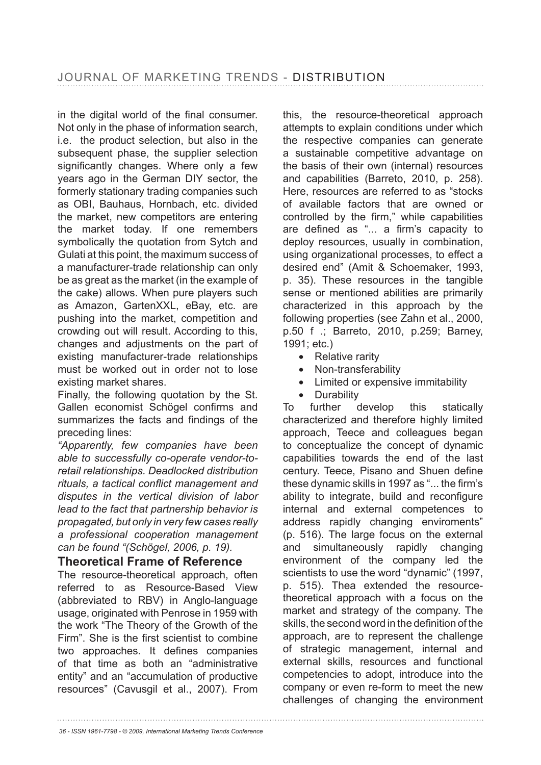in the digital world of the final consumer. Not only in the phase of information search, i.e. the product selection, but also in the subsequent phase, the supplier selection significantly changes. Where only a few years ago in the German DIY sector, the formerly stationary trading companies such as OBI, Bauhaus, Hornbach, etc. divided the market, new competitors are entering the market today. If one remembers symbolically the quotation from Sytch and Gulati at this point, the maximum success of a manufacturer-trade relationship can only be as great as the market (in the example of the cake) allows. When pure players such as Amazon, GartenXXL, eBay, etc. are pushing into the market, competition and crowding out will result. According to this, changes and adjustments on the part of existing manufacturer-trade relationships must be worked out in order not to lose existing market shares.

Finally, the following quotation by the St. Gallen economist Schögel confirms and summarizes the facts and findings of the preceding lines:

*"Apparently, few companies have been able to successfully co-operate vendor-to-retail relationships. Deadlocked distribution rituals, a tactical conflict management and disputes in the vertical division of labor lead to the fact that partnership behavior is propagated, but only in very few cases really a professional cooperation management can be found "(Schögel, 2006, p. 19).*

## Theoretical Frame of Reference

The resource-theoretical approach, often referred to as Resource-Based View (abbreviated to RBV) in Anglo-language usage, originated with Penrose in 1959 with the work "The Theory of the Growth of the Firm". She is the first scientist to combine two approaches. It defines companies of that time as both an "administrative entity" and an "accumulation of productive resources" (Cavusgil et al., 2007). From this, the resource-theoretical approach attempts to explain conditions under which the respective companies can generate a sustainable competitive advantage on the basis of their own (internal) resources and capabilities (Barreto, 2010, p. 258). Here, resources are referred to as "stocks of available factors that are owned or controlled by the firm," while capabilities are defined as "... a firm's capacity to deploy resources, usually in combination, using organizational processes, to effect a desired end" (Amit & Schoemaker, 1993, p. 35). These resources in the tangible sense or mentioned abilities are primarily characterized in this approach by the following properties (see Zahn et al., 2000, p.50 f .; Barreto, 2010, p.259; Barney, 1991; etc.)

- Relative rarity
- Non-transferability
- Limited or expensive immitability
- Durability

To further develop this statically characterized and therefore highly limited approach, Teece and colleagues began to conceptualize the concept of dynamic capabilities towards the end of the last century. Teece, Pisano and Shuen define these dynamic skills in 1997 as "... the firm's ability to integrate, build and reconfigure internal and external competences to address rapidly changing enviroments" (p. 516). The large focus on the external and simultaneously rapidly changing environment of the company led the scientists to use the word "dynamic" (1997, p. 515). Thea extended the resource-theoretical approach with a focus on the market and strategy of the company. The skills, the second word in the definition of the approach, are to represent the challenge of strategic management, internal and external skills, resources and functional competencies to adopt, introduce into the company or even re-form to meet the new challenges of changing the environment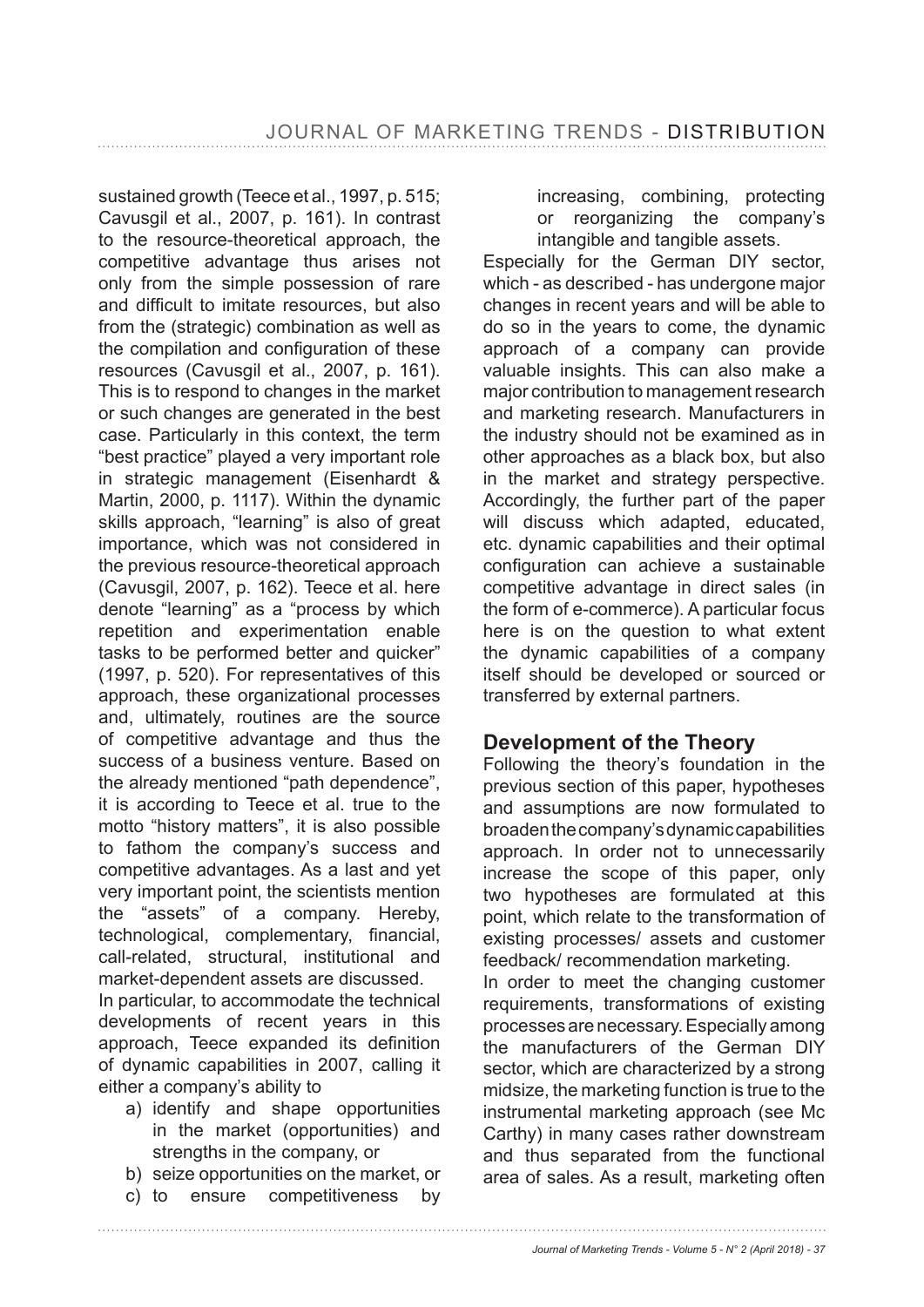sustained growth (Teece et al., 1997, p. 515; Cavusgil et al., 2007, p. 161). In contrast to the resource-theoretical approach, the competitive advantage thus arises not only from the simple possession of rare and difficult to imitate resources, but also from the (strategic) combination as well as the compilation and configuration of these resources (Cavusgil et al., 2007, p. 161). This is to respond to changes in the market or such changes are generated in the best case. Particularly in this context, the term "best practice" played a very important role in strategic management (Eisenhardt & Martin, 2000, p. 1117). Within the dynamic skills approach, "learning" is also of great importance, which was not considered in the previous resource-theoretical approach (Cavusgil, 2007, p. 162). Teece et al. here denote "learning" as a "process by which repetition and experimentation enable tasks to be performed better and quicker" (1997, p. 520). For representatives of this approach, these organizational processes and, ultimately, routines are the source of competitive advantage and thus the success of a business venture. Based on the already mentioned "path dependence", it is according to Teece et al. true to the motto "history matters", it is also possible to fathom the company's success and competitive advantages. As a last and yet very important point, the scientists mention the "assets" of a company. Hereby, technological, complementary, financial, call-related, structural, institutional and market-dependent assets are discussed.

In particular, to accommodate the technical developments of recent years in this approach, Teece expanded its definition of dynamic capabilities in 2007, calling it either a company's ability to

a) identify and shape opportunities in the market (opportunities) and strengths in the company, or
b) seize opportunities on the market, or
c) to ensure competitiveness by increasing, combining, protecting or reorganizing the company's intangible and tangible assets.

Especially for the German DIY sector, which - as described - has undergone major changes in recent years and will be able to do so in the years to come, the dynamic approach of a company can provide valuable insights. This can also make a major contribution to management research and marketing research. Manufacturers in the industry should not be examined as in other approaches as a black box, but also in the market and strategy perspective. Accordingly, the further part of the paper will discuss which adapted, educated, etc. dynamic capabilities and their optimal configuration can achieve a sustainable competitive advantage in direct sales (in the form of e-commerce). A particular focus here is on the question to what extent the dynamic capabilities of a company itself should be developed or sourced or transferred by external partners.

## Development of the Theory

Following the theory's foundation in the previous section of this paper, hypotheses and assumptions are now formulated to broaden the company's dynamic capabilities approach. In order not to unnecessarily increase the scope of this paper, only two hypotheses are formulated at this point, which relate to the transformation of existing processes/ assets and customer feedback/ recommendation marketing.

In order to meet the changing customer requirements, transformations of existing processes are necessary. Especially among the manufacturers of the German DIY sector, which are characterized by a strong midsize, the marketing function is true to the instrumental marketing approach (see Mc Carthy) in many cases rather downstream and thus separated from the functional area of sales. As a result, marketing often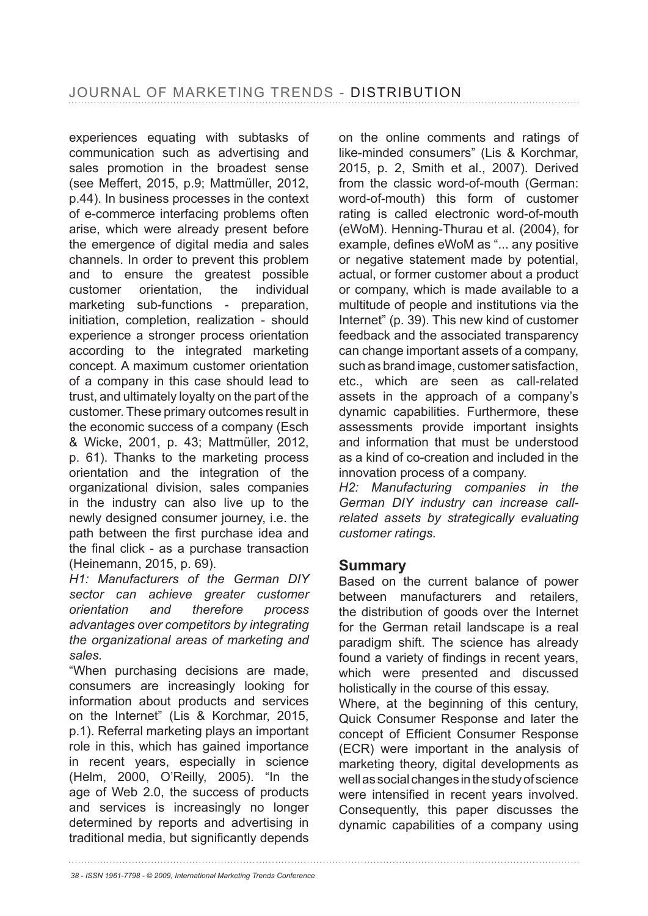experiences equating with subtasks of communication such as advertising and sales promotion in the broadest sense (see Meffert, 2015, p.9; Mattmüller, 2012, p.44). In business processes in the context of e-commerce interfacing problems often arise, which were already present before the emergence of digital media and sales channels. In order to prevent this problem and to ensure the greatest possible customer orientation, the individual marketing sub-functions - preparation, initiation, completion, realization - should experience a stronger process orientation according to the integrated marketing concept. A maximum customer orientation of a company in this case should lead to trust, and ultimately loyalty on the part of the customer. These primary outcomes result in the economic success of a company (Esch & Wicke, 2001, p. 43; Mattmüller, 2012, p. 61). Thanks to the marketing process orientation and the integration of the organizational division, sales companies in the industry can also live up to the newly designed consumer journey, i.e. the path between the first purchase idea and the final click - as a purchase transaction (Heinemann, 2015, p. 69).

*H1: Manufacturers of the German DIY sector can achieve greater customer orientation and therefore process advantages over competitors by integrating the organizational areas of marketing and sales.*

"When purchasing decisions are made, consumers are increasingly looking for information about products and services on the Internet" (Lis & Korchmar, 2015, p.1). Referral marketing plays an important role in this, which has gained importance in recent years, especially in science (Helm, 2000, O'Reilly, 2005). "In the age of Web 2.0, the success of products and services is increasingly no longer determined by reports and advertising in traditional media, but significantly depends on the online comments and ratings of like-minded consumers" (Lis & Korchmar, 2015, p. 2, Smith et al., 2007). Derived from the classic word-of-mouth (German: word-of-mouth) this form of customer rating is called electronic word-of-mouth (eWoM). Henning-Thurau et al. (2004), for example, defines eWoM as "... any positive or negative statement made by potential, actual, or former customer about a product or company, which is made available to a multitude of people and institutions via the Internet" (p. 39). This new kind of customer feedback and the associated transparency can change important assets of a company, such as brand image, customer satisfaction, etc., which are seen as call-related assets in the approach of a company's dynamic capabilities. Furthermore, these assessments provide important insights and information that must be understood as a kind of co-creation and included in the innovation process of a company.

*H2: Manufacturing companies in the German DIY industry can increase call-related assets by strategically evaluating customer ratings.*

## Summary

Based on the current balance of power between manufacturers and retailers, the distribution of goods over the Internet for the German retail landscape is a real paradigm shift. The science has already found a variety of findings in recent years, which were presented and discussed holistically in the course of this essay.

Where, at the beginning of this century, Quick Consumer Response and later the concept of Efficient Consumer Response (ECR) were important in the analysis of marketing theory, digital developments as well as social changes in the study of science were intensified in recent years involved. Consequently, this paper discusses the dynamic capabilities of a company using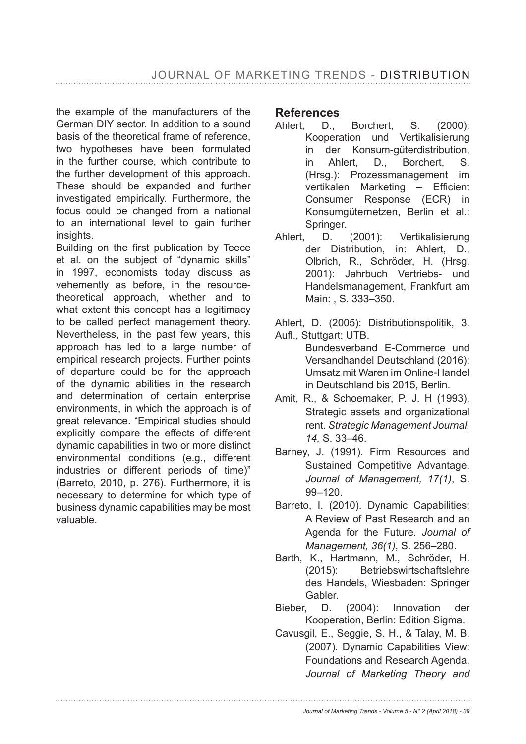the example of the manufacturers of the German DIY sector. In addition to a sound basis of the theoretical frame of reference, two hypotheses have been formulated in the further course, which contribute to the further development of this approach. These should be expanded and further investigated empirically. Furthermore, the focus could be changed from a national to an international level to gain further insights.

Building on the first publication by Teece et al. on the subject of "dynamic skills" in 1997, economists today discuss as vehemently as before, in the resource-theoretical approach, whether and to what extent this concept has a legitimacy to be called perfect management theory. Nevertheless, in the past few years, this approach has led to a large number of empirical research projects. Further points of departure could be for the approach of the dynamic abilities in the research and determination of certain enterprise environments, in which the approach is of great relevance. "Empirical studies should explicitly compare the effects of different dynamic capabilities in two or more distinct environmental conditions (e.g., different industries or different periods of time)" (Barreto, 2010, p. 276). Furthermore, it is necessary to determine for which type of business dynamic capabilities may be most valuable.

## References

Ahlert, D., Borchert, S. (2000): Kooperation und Vertikalisierung in der Konsum-güterdistribution, in Ahlert, D., Borchert, S. (Hrsg.): Prozessmanagement im vertikalen Marketing – Efficient Consumer Response (ECR) in Konsumgüternetzen, Berlin et al.: Springer.

Ahlert, D. (2001): Vertikalisierung der Distribution, in: Ahlert, D., Olbrich, R., Schröder, H. (Hrsg. 2001): Jahrbuch Vertriebs- und Handelsmanagement, Frankfurt am Main: , S. 333–350.

Ahlert, D. (2005): Distributionspolitik, 3. Aufl., Stuttgart: UTB.

Bundesverband E-Commerce und Versandhandel Deutschland (2016): Umsatz mit Waren im Online-Handel in Deutschland bis 2015, Berlin.

Amit, R., & Schoemaker, P. J. H (1993). Strategic assets and organizational rent. *Strategic Management Journal, 14,* S. 33–46.

Barney, J. (1991). Firm Resources and Sustained Competitive Advantage. *Journal of Management, 17(1)*, S. 99–120.

Barreto, I. (2010). Dynamic Capabilities: A Review of Past Research and an Agenda for the Future. *Journal of Management, 36(1)*, S. 256–280.

Barth, K., Hartmann, M., Schröder, H. (2015): Betriebswirtschaftslehre des Handels, Wiesbaden: Springer Gabler.

Bieber, D. (2004): Innovation der Kooperation, Berlin: Edition Sigma.

Cavusgil, E., Seggie, S. H., & Talay, M. B. (2007). Dynamic Capabilities View: Foundations and Research Agenda. *Journal of Marketing Theory and*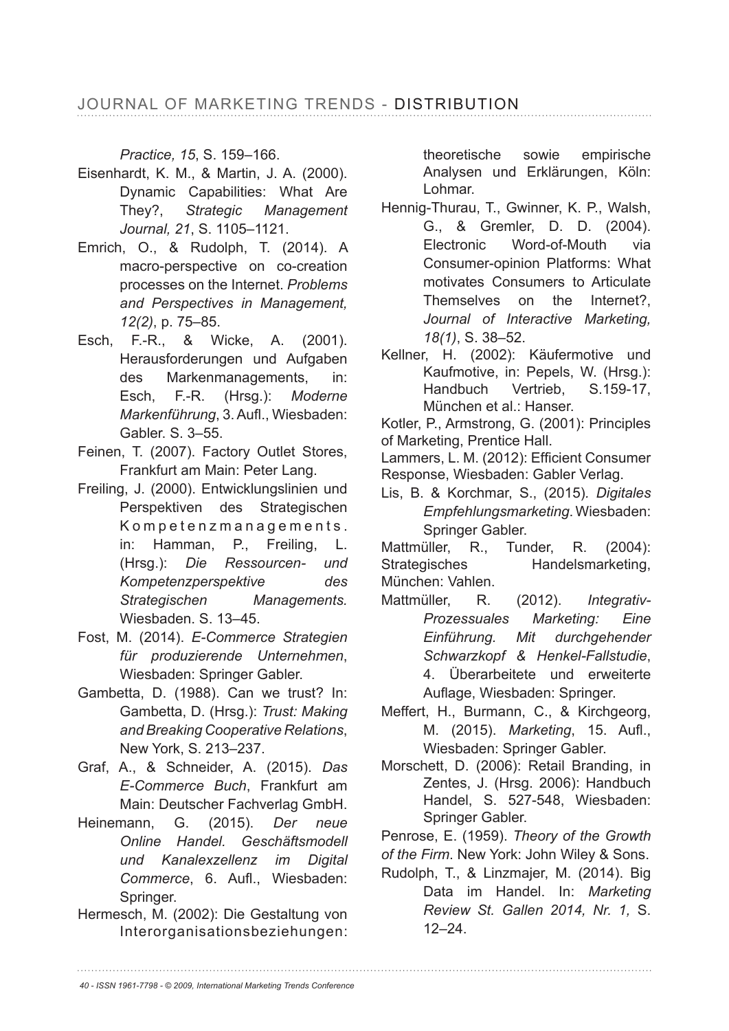*Practice, 15*, S. 159–166.

Eisenhardt, K. M., & Martin, J. A. (2000). Dynamic Capabilities: What Are They?, *Strategic Management Journal, 21*, S. 1105–1121.

Emrich, O., & Rudolph, T. (2014). A macro-perspective on co-creation processes on the Internet. *Problems and Perspectives in Management, 12(2)*, p. 75–85.

Esch, F.-R., & Wicke, A. (2001). Herausforderungen und Aufgaben des Markenmanagements, in: Esch, F.-R. (Hrsg.): *Moderne Markenführung*, 3. Aufl., Wiesbaden: Gabler. S. 3–55.

Feinen, T. (2007). Factory Outlet Stores, Frankfurt am Main: Peter Lang.

Freiling, J. (2000). Entwicklungslinien und Perspektiven des Strategischen Kompetenzmanagements. in: Hamman, P., Freiling, L. (Hrsg.): *Die Ressourcen- und Kompetenzperspektive des Strategischen Managements.* Wiesbaden. S. 13–45.

Fost, M. (2014). *E-Commerce Strategien für produzierende Unternehmen*, Wiesbaden: Springer Gabler.

Gambetta, D. (1988). Can we trust? In: Gambetta, D. (Hrsg.): *Trust: Making and Breaking Cooperative Relations*, New York, S. 213–237.

Graf, A., & Schneider, A. (2015). *Das E-Commerce Buch*, Frankfurt am Main: Deutscher Fachverlag GmbH.

Heinemann, G. (2015). *Der neue Online Handel. Geschäftsmodell und Kanalexzellenz im Digital Commerce*, 6. Aufl., Wiesbaden: Springer.

Hermesch, M. (2002): Die Gestaltung von Interorganisationsbeziehungen: theoretische sowie empirische Analysen und Erklärungen, Köln: Lohmar.

Hennig-Thurau, T., Gwinner, K. P., Walsh, G., & Gremler, D. D. (2004). Electronic Word-of-Mouth via Consumer-opinion Platforms: What motivates Consumers to Articulate Themselves on the Internet?, *Journal of Interactive Marketing, 18(1)*, S. 38–52.

Kellner, H. (2002): Käufermotive und Kaufmotive, in: Pepels, W. (Hrsg.): Handbuch Vertrieb, S.159-17, München et al.: Hanser.

Kotler, P., Armstrong, G. (2001): Principles of Marketing, Prentice Hall.

Lammers, L. M. (2012): Efficient Consumer Response, Wiesbaden: Gabler Verlag.

Lis, B. & Korchmar, S., (2015). *Digitales Empfehlungsmarketing*. Wiesbaden: Springer Gabler.

Mattmüller, R., Tunder, R. (2004): Strategisches Handelsmarketing, München: Vahlen.

Mattmüller, R. (2012). *Integrativ-Prozessuales Marketing: Eine Einführung. Mit durchgehender Schwarzkopf & Henkel-Fallstudie*, 4. Überarbeitete und erweiterte Auflage, Wiesbaden: Springer.

Meffert, H., Burmann, C., & Kirchgeorg, M. (2015). *Marketing*, 15. Aufl., Wiesbaden: Springer Gabler.

Morschett, D. (2006): Retail Branding, in Zentes, J. (Hrsg. 2006): Handbuch Handel, S. 527-548, Wiesbaden: Springer Gabler.

Penrose, E. (1959). *Theory of the Growth of the Firm*. New York: John Wiley & Sons.

Rudolph, T., & Linzmajer, M. (2014). Big Data im Handel. In: *Marketing Review St. Gallen 2014, Nr. 1,* S. 12–24.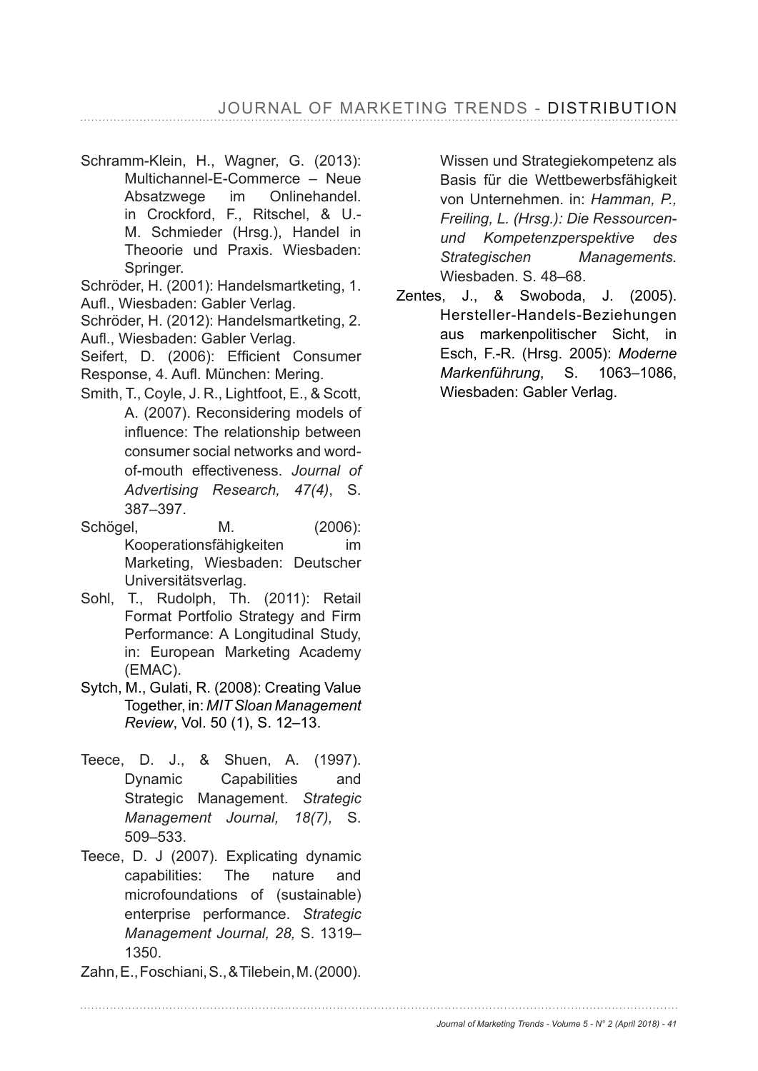Schramm-Klein, H., Wagner, G. (2013): Multichannel-E-Commerce – Neue Absatzwege im Onlinehandel. in Crockford, F., Ritschel, & U.-M. Schmieder (Hrsg.), Handel in Theoorie und Praxis. Wiesbaden: Springer.

Schröder, H. (2001): Handelsmartketing, 1. Aufl., Wiesbaden: Gabler Verlag.

Schröder, H. (2012): Handelsmartketing, 2. Aufl., Wiesbaden: Gabler Verlag.

Seifert, D. (2006): Efficient Consumer Response, 4. Aufl. München: Mering.

Smith, T., Coyle, J. R., Lightfoot, E., & Scott, A. (2007). Reconsidering models of influence: The relationship between consumer social networks and word-of-mouth effectiveness. *Journal of Advertising Research, 47(4)*, S. 387–397.

Schögel, M. (2006): Kooperationsfähigkeiten im Marketing, Wiesbaden: Deutscher Universitätsverlag.

Sohl, T., Rudolph, Th. (2011): Retail Format Portfolio Strategy and Firm Performance: A Longitudinal Study, in: European Marketing Academy (EMAC).

Sytch, M., Gulati, R. (2008): Creating Value Together, in: *MIT Sloan Management Review*, Vol. 50 (1), S. 12–13.

Teece, D. J., & Shuen, A. (1997). Dynamic Capabilities and Strategic Management. *Strategic Management Journal, 18(7),* S. 509–533.

Teece, D. J (2007). Explicating dynamic capabilities: The nature and microfoundations of (sustainable) enterprise performance. *Strategic Management Journal, 28,* S. 1319–1350.

Zahn, E., Foschiani, S., & Tilebein, M. (2000). Wissen und Strategiekompetenz als Basis für die Wettbewerbsfähigkeit von Unternehmen. in: *Hamman, P., Freiling, L. (Hrsg.): Die Ressourcen- und Kompetenzperspektive des Strategischen Managements.* Wiesbaden. S. 48–68.

Zentes, J., & Swoboda, J. (2005). Hersteller-Handels-Beziehungen aus markenpolitischer Sicht, in Esch, F.-R. (Hrsg. 2005): *Moderne Markenführung*, S. 1063–1086, Wiesbaden: Gabler Verlag.